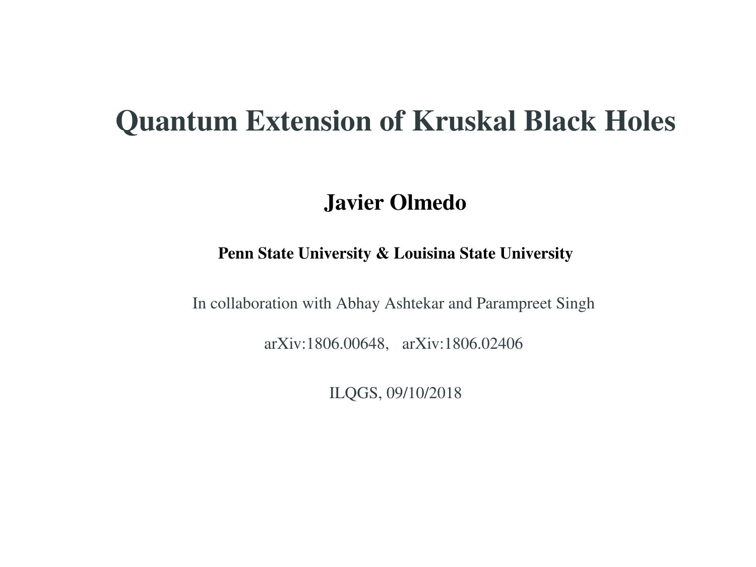# Quantum Extension of Kruskal Black Holes

**Javier Olmedo**

**Penn State University & Louisina State University**

In collaboration with Abhay Ashtekar and Parampreet Singh

arXiv:1806.00648,   arXiv:1806.02406

ILQGS, 09/10/2018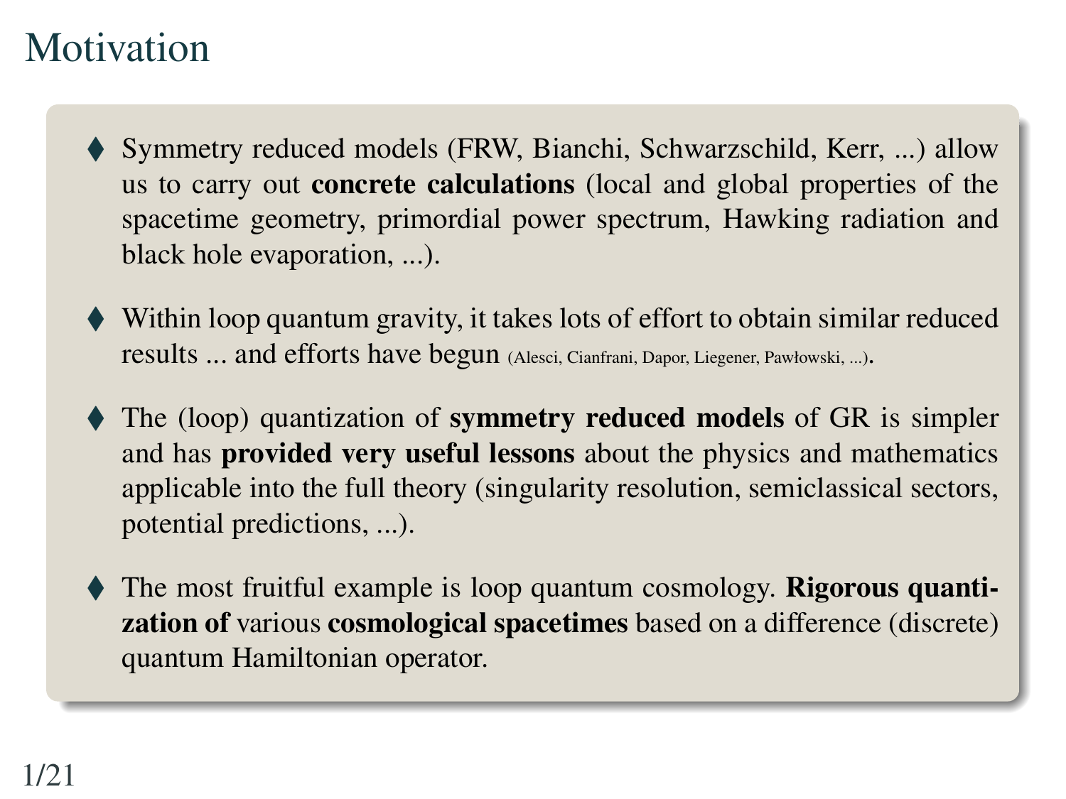# Motivation

- Symmetry reduced models (FRW, Bianchi, Schwarzschild, Kerr, ...) allow us to carry out **concrete calculations** (local and global properties of the spacetime geometry, primordial power spectrum, Hawking radiation and black hole evaporation, ...).

- Within loop quantum gravity, it takes lots of effort to obtain similar reduced results ... and efforts have begun (Alesci, Cianfrani, Dapor, Liegener, Pawłowski, ...).

- The (loop) quantization of **symmetry reduced models** of GR is simpler and has **provided very useful lessons** about the physics and mathematics applicable into the full theory (singularity resolution, semiclassical sectors, potential predictions, ...).

- The most fruitful example is loop quantum cosmology. **Rigorous quantization of** various **cosmological spacetimes** based on a difference (discrete) quantum Hamiltonian operator.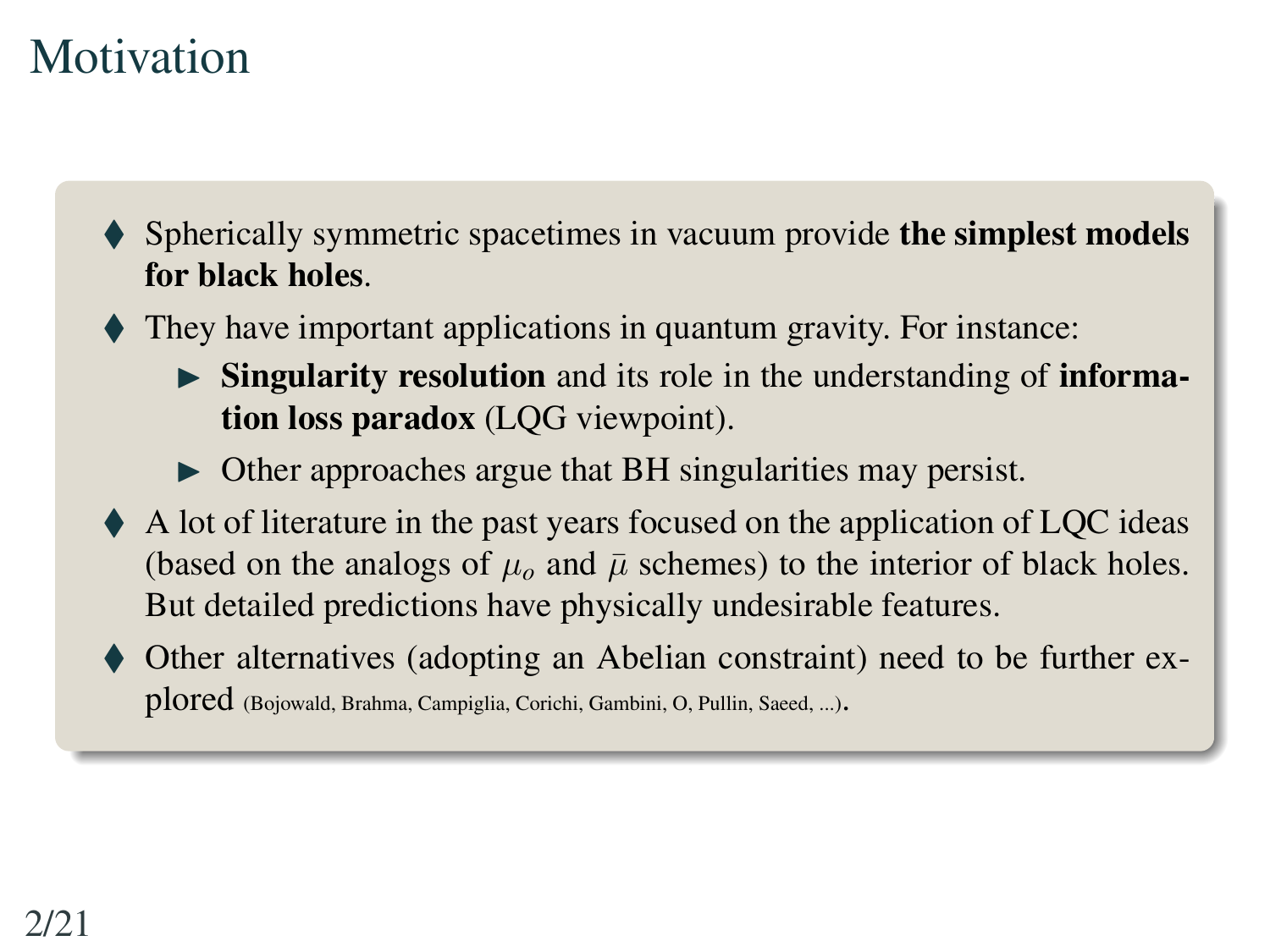# Motivation

- Spherically symmetric spacetimes in vacuum provide **the simplest models for black holes**.
- They have important applications in quantum gravity. For instance:
  - **Singularity resolution** and its role in the understanding of **information loss paradox** (LQG viewpoint).
  - Other approaches argue that BH singularities may persist.
- A lot of literature in the past years focused on the application of LQC ideas (based on the analogs of $\mu_o$ and $\bar{\mu}$ schemes) to the interior of black holes. But detailed predictions have physically undesirable features.
- Other alternatives (adopting an Abelian constraint) need to be further explored (Bojowald, Brahma, Campiglia, Corichi, Gambini, O, Pullin, Saeed, ...).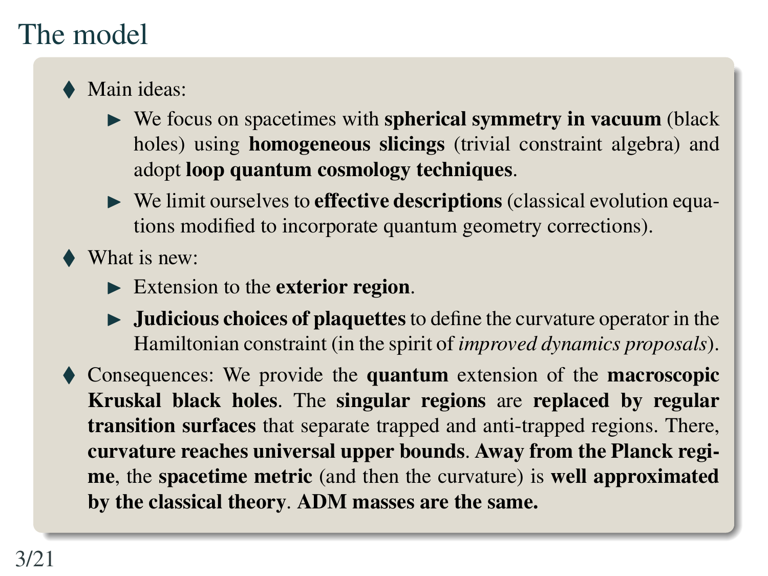# The model

- Main ideas:
  - We focus on spacetimes with **spherical symmetry in vacuum** (black holes) using **homogeneous slicings** (trivial constraint algebra) and adopt **loop quantum cosmology techniques**.
  - We limit ourselves to **effective descriptions** (classical evolution equations modified to incorporate quantum geometry corrections).
- What is new:
  - Extension to the **exterior region**.
  - **Judicious choices of plaquettes** to define the curvature operator in the Hamiltonian constraint (in the spirit of *improved dynamics proposals*).
- Consequences: We provide the **quantum** extension of the **macroscopic Kruskal black holes**. The **singular regions** are **replaced by regular transition surfaces** that separate trapped and anti-trapped regions. There, **curvature reaches universal upper bounds**. **Away from the Planck regime**, the **spacetime metric** (and then the curvature) is **well approximated by the classical theory**. **ADM masses are the same.**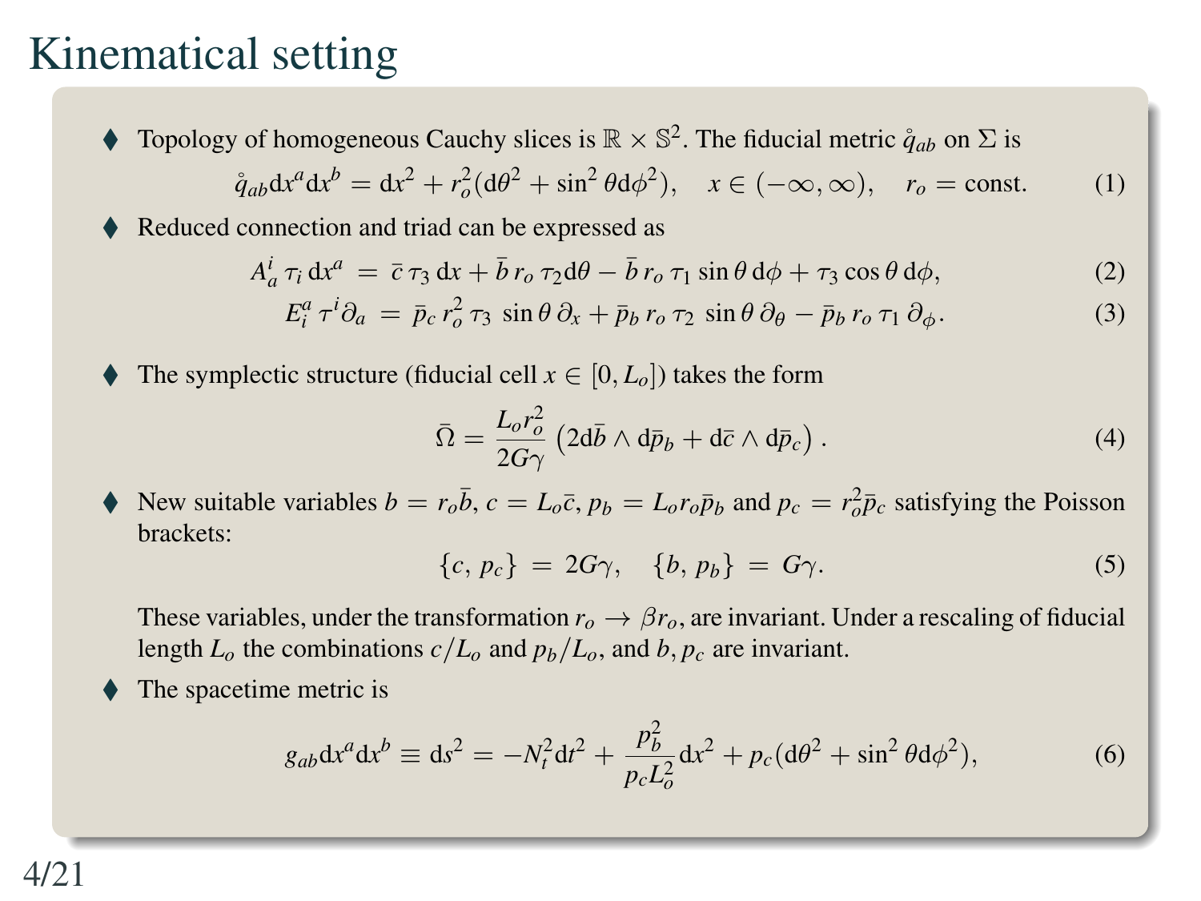# Kinematical setting

- Topology of homogeneous Cauchy slices is $\mathbb{R} \times \mathbb{S}^2$. The fiducial metric $\mathring{q}_{ab}$ on $\Sigma$ is

$$\mathring{q}_{ab}\mathrm{d}x^a\mathrm{d}x^b = \mathrm{d}x^2 + r_o^2(\mathrm{d}\theta^2 + \sin^2\theta\mathrm{d}\phi^2), \quad x \in (-\infty, \infty), \quad r_o = \text{const.} \tag{1}$$

- Reduced connection and triad can be expressed as

$$A^i_a\,\tau_i\,\mathrm{d}x^a \;=\; \bar{c}\,\tau_3\,\mathrm{d}x + \bar{b}\,r_o\,\tau_2\mathrm{d}\theta - \bar{b}\,r_o\,\tau_1\,\sin\theta\,\mathrm{d}\phi + \tau_3\cos\theta\,\mathrm{d}\phi, \tag{2}$$

$$E^a_i\,\tau^i\partial_a \;=\; \bar{p}_c\,r_o^2\,\tau_3\,\sin\theta\,\partial_x + \bar{p}_b\,r_o\,\tau_2\,\sin\theta\,\partial_\theta - \bar{p}_b\,r_o\,\tau_1\,\partial_\phi. \tag{3}$$

- The symplectic structure (fiducial cell $x \in [0, L_o]$) takes the form

$$\bar{\Omega} = \frac{L_o r_o^2}{2G\gamma}\left(2\mathrm{d}\bar{b} \wedge \mathrm{d}\bar{p}_b + \mathrm{d}\bar{c} \wedge \mathrm{d}\bar{p}_c\right). \tag{4}$$

- New suitable variables $b = r_o\bar{b}$, $c = L_o\bar{c}$, $p_b = L_o r_o\bar{p}_b$ and $p_c = r_o^2\bar{p}_c$ satisfying the Poisson brackets:

$$\{c,\, p_c\} \;=\; 2G\gamma, \quad \{b,\, p_b\} \;=\; G\gamma. \tag{5}$$

  These variables, under the transformation $r_o \to \beta r_o$, are invariant. Under a rescaling of fiducial length $L_o$ the combinations $c/L_o$ and $p_b/L_o$, and $b, p_c$ are invariant.

- The spacetime metric is

$$g_{ab}\mathrm{d}x^a\mathrm{d}x^b \equiv \mathrm{d}s^2 = -N_t^2\mathrm{d}t^2 + \frac{p_b^2}{p_c L_o^2}\mathrm{d}x^2 + p_c(\mathrm{d}\theta^2 + \sin^2\theta\mathrm{d}\phi^2), \tag{6}$$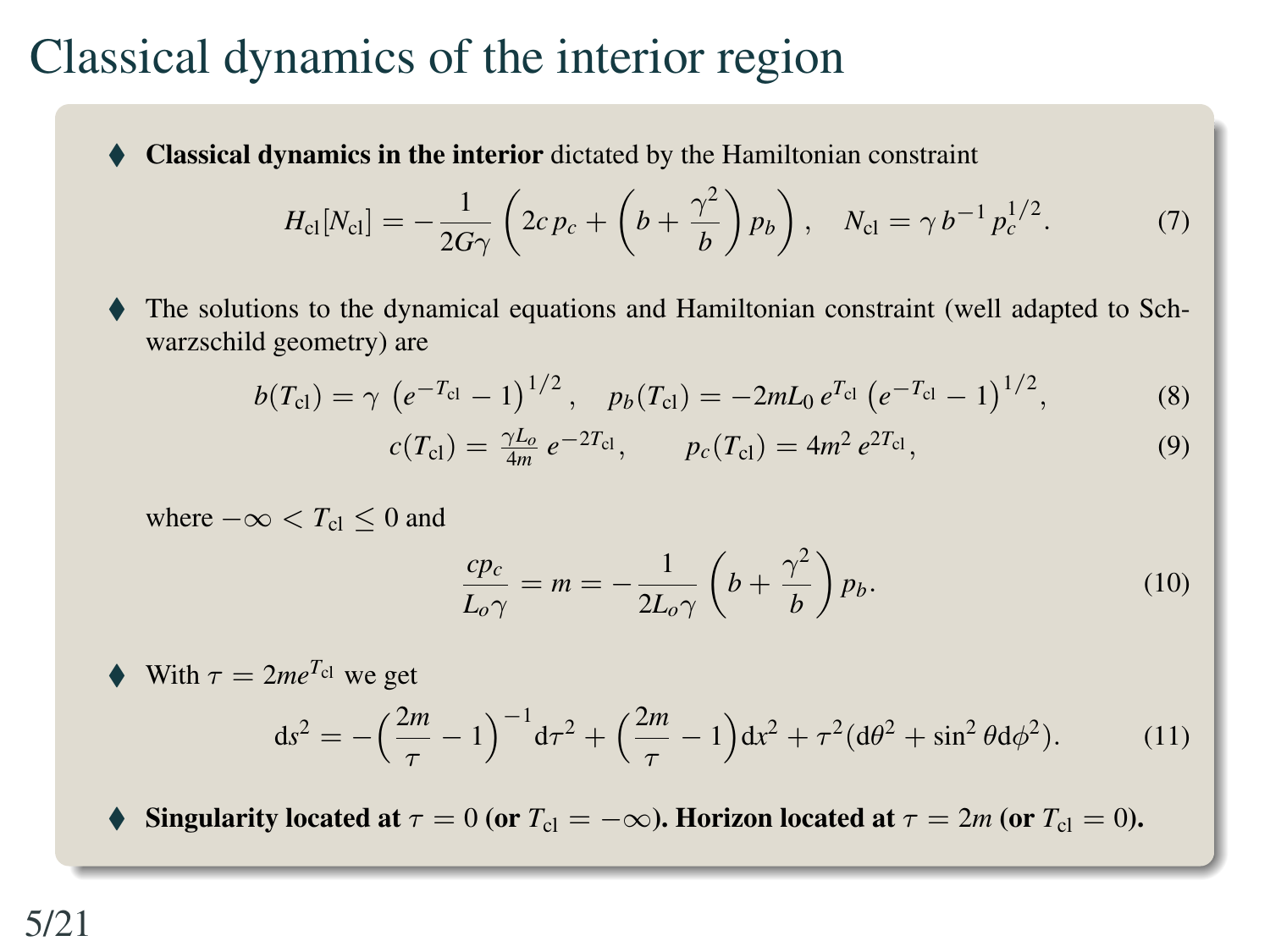# Classical dynamics of the interior region

- **Classical dynamics in the interior** dictated by the Hamiltonian constraint

$$H_{\rm cl}[N_{\rm cl}] = -\frac{1}{2G\gamma}\left(2c\,p_c + \left(b + \frac{\gamma^2}{b}\right)p_b\right), \quad N_{\rm cl} = \gamma\, b^{-1}\, p_c^{1/2}. \tag{7}$$

- The solutions to the dynamical equations and Hamiltonian constraint (well adapted to Schwarzschild geometry) are

$$b(T_{\rm cl}) = \gamma\,\left(e^{-T_{\rm cl}} - 1\right)^{1/2}, \quad p_b(T_{\rm cl}) = -2mL_0\, e^{T_{\rm cl}}\left(e^{-T_{\rm cl}} - 1\right)^{1/2}, \tag{8}$$

$$c(T_{\rm cl}) = \tfrac{\gamma L_o}{4m}\, e^{-2T_{\rm cl}}, \qquad p_c(T_{\rm cl}) = 4m^2\, e^{2T_{\rm cl}}, \tag{9}$$

where $-\infty < T_{\rm cl} \leq 0$ and

$$\frac{cp_c}{L_o\gamma} = m = -\frac{1}{2L_o\gamma}\left(b + \frac{\gamma^2}{b}\right)p_b. \tag{10}$$

- With $\tau = 2me^{T_{\rm cl}}$ we get

$$\mathrm{d}s^2 = -\Big(\frac{2m}{\tau} - 1\Big)^{-1}\mathrm{d}\tau^2 + \Big(\frac{2m}{\tau} - 1\Big)\mathrm{d}x^2 + \tau^2(\mathrm{d}\theta^2 + \sin^2\theta\mathrm{d}\phi^2). \tag{11}$$

- **Singularity located at $\tau = 0$ (or $T_{\rm cl} = -\infty$). Horizon located at $\tau = 2m$ (or $T_{\rm cl} = 0$).**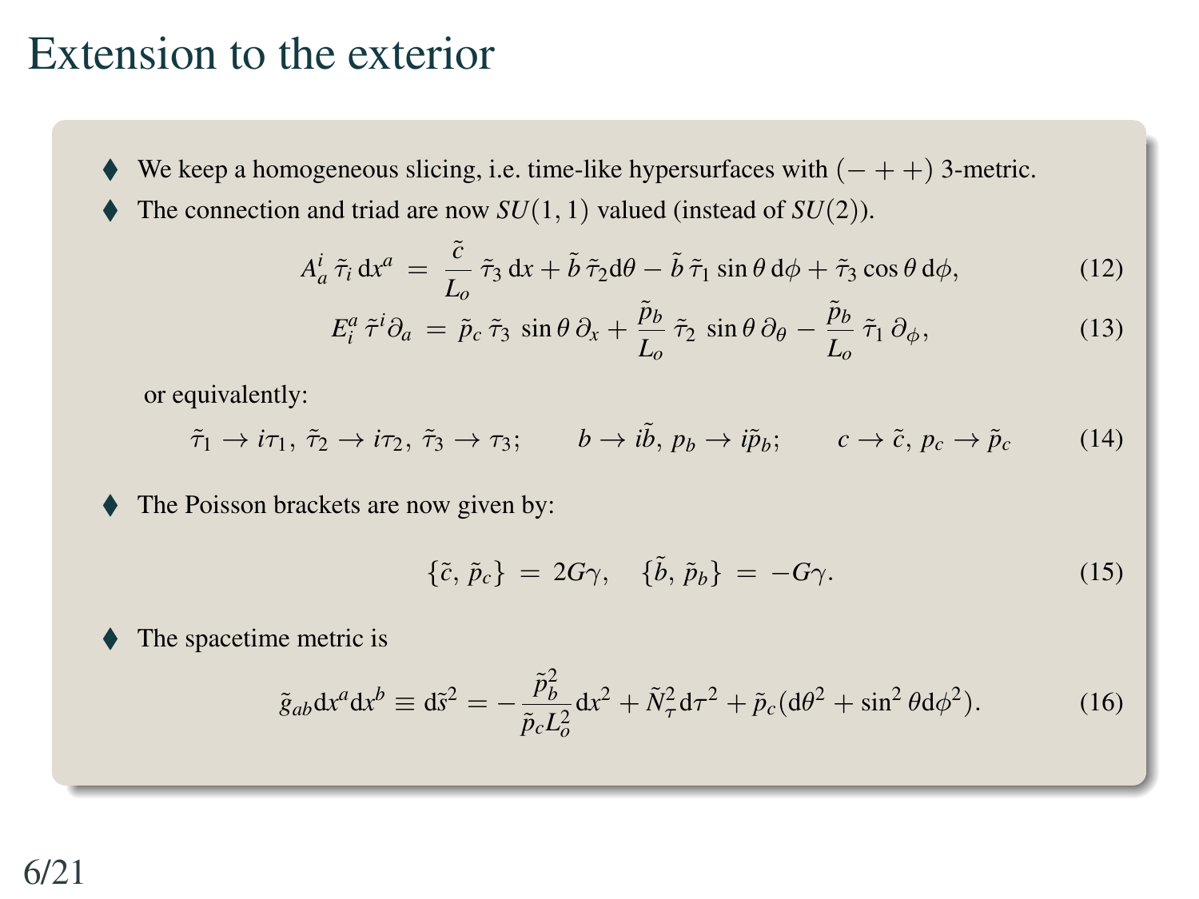# Extension to the exterior

- We keep a homogeneous slicing, i.e. time-like hypersurfaces with $(-++)$ 3-metric.
- The connection and triad are now $SU(1,1)$ valued (instead of $SU(2)$).

$$A_a^i\,\tilde{\tau}_i\,\mathrm{d}x^a \;=\; \frac{\tilde{c}}{L_o}\,\tilde{\tau}_3\,\mathrm{d}x + \tilde{b}\,\tilde{\tau}_2\mathrm{d}\theta - \tilde{b}\,\tilde{\tau}_1\sin\theta\,\mathrm{d}\phi + \tilde{\tau}_3\cos\theta\,\mathrm{d}\phi, \tag{12}$$

$$E_i^a\,\tilde{\tau}^i\partial_a \;=\; \tilde{p}_c\,\tilde{\tau}_3\,\sin\theta\,\partial_x + \frac{\tilde{p}_b}{L_o}\,\tilde{\tau}_2\,\sin\theta\,\partial_\theta - \frac{\tilde{p}_b}{L_o}\,\tilde{\tau}_1\,\partial_\phi, \tag{13}$$

or equivalently:

$$\tilde{\tau}_1 \to i\tau_1,\; \tilde{\tau}_2 \to i\tau_2,\; \tilde{\tau}_3 \to \tau_3; \qquad b \to i\tilde{b},\; p_b \to i\tilde{p}_b; \qquad c \to \tilde{c},\; p_c \to \tilde{p}_c \tag{14}$$

- The Poisson brackets are now given by:

$$\{\tilde{c},\,\tilde{p}_c\} \;=\; 2G\gamma, \quad \{\tilde{b},\,\tilde{p}_b\} \;=\; -G\gamma. \tag{15}$$

- The spacetime metric is

$$\tilde{g}_{ab}\mathrm{d}x^a\mathrm{d}x^b \equiv \mathrm{d}\tilde{s}^2 = -\frac{\tilde{p}_b^2}{\tilde{p}_c L_o^2}\mathrm{d}x^2 + \tilde{N}_\tau^2\mathrm{d}\tau^2 + \tilde{p}_c(\mathrm{d}\theta^2 + \sin^2\theta\mathrm{d}\phi^2). \tag{16}$$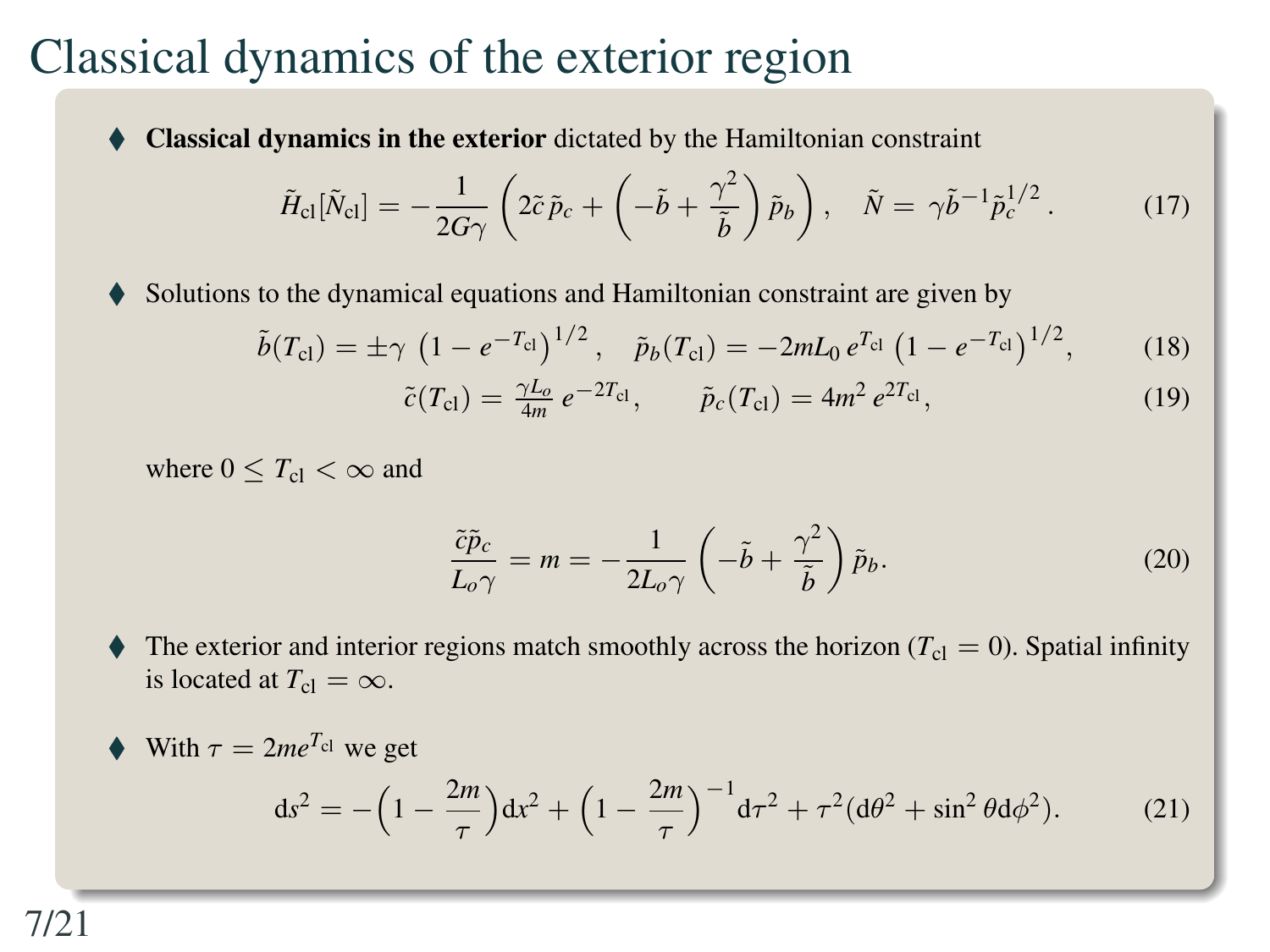# Classical dynamics of the exterior region

- **Classical dynamics in the exterior** dictated by the Hamiltonian constraint

$$\tilde{H}_{\rm cl}[\tilde{N}_{\rm cl}] = -\frac{1}{2G\gamma}\left(2\tilde{c}\,\tilde{p}_c + \left(-\tilde{b} + \frac{\gamma^2}{\tilde{b}}\right)\tilde{p}_b\right), \quad \tilde{N} = \gamma \tilde{b}^{-1}\tilde{p}_c^{1/2}. \tag{17}$$

- Solutions to the dynamical equations and Hamiltonian constraint are given by

$$\tilde{b}(T_{\rm cl}) = \pm\gamma\,\left(1 - e^{-T_{\rm cl}}\right)^{1/2}, \quad \tilde{p}_b(T_{\rm cl}) = -2mL_0\,e^{T_{\rm cl}}\left(1 - e^{-T_{\rm cl}}\right)^{1/2}, \tag{18}$$

$$\tilde{c}(T_{\rm cl}) = \tfrac{\gamma L_o}{4m}\,e^{-2T_{\rm cl}}, \qquad \tilde{p}_c(T_{\rm cl}) = 4m^2\,e^{2T_{\rm cl}}, \tag{19}$$

where $0 \leq T_{\rm cl} < \infty$ and

$$\frac{\tilde{c}\tilde{p}_c}{L_o\gamma} = m = -\frac{1}{2L_o\gamma}\left(-\tilde{b} + \frac{\gamma^2}{\tilde{b}}\right)\tilde{p}_b. \tag{20}$$

- The exterior and interior regions match smoothly across the horizon ($T_{\rm cl} = 0$). Spatial infinity is located at $T_{\rm cl} = \infty$.

- With $\tau = 2me^{T_{\rm cl}}$ we get

$$\mathrm{d}s^2 = -\left(1 - \frac{2m}{\tau}\right)\mathrm{d}x^2 + \left(1 - \frac{2m}{\tau}\right)^{-1}\mathrm{d}\tau^2 + \tau^2(\mathrm{d}\theta^2 + \sin^2\theta\mathrm{d}\phi^2). \tag{21}$$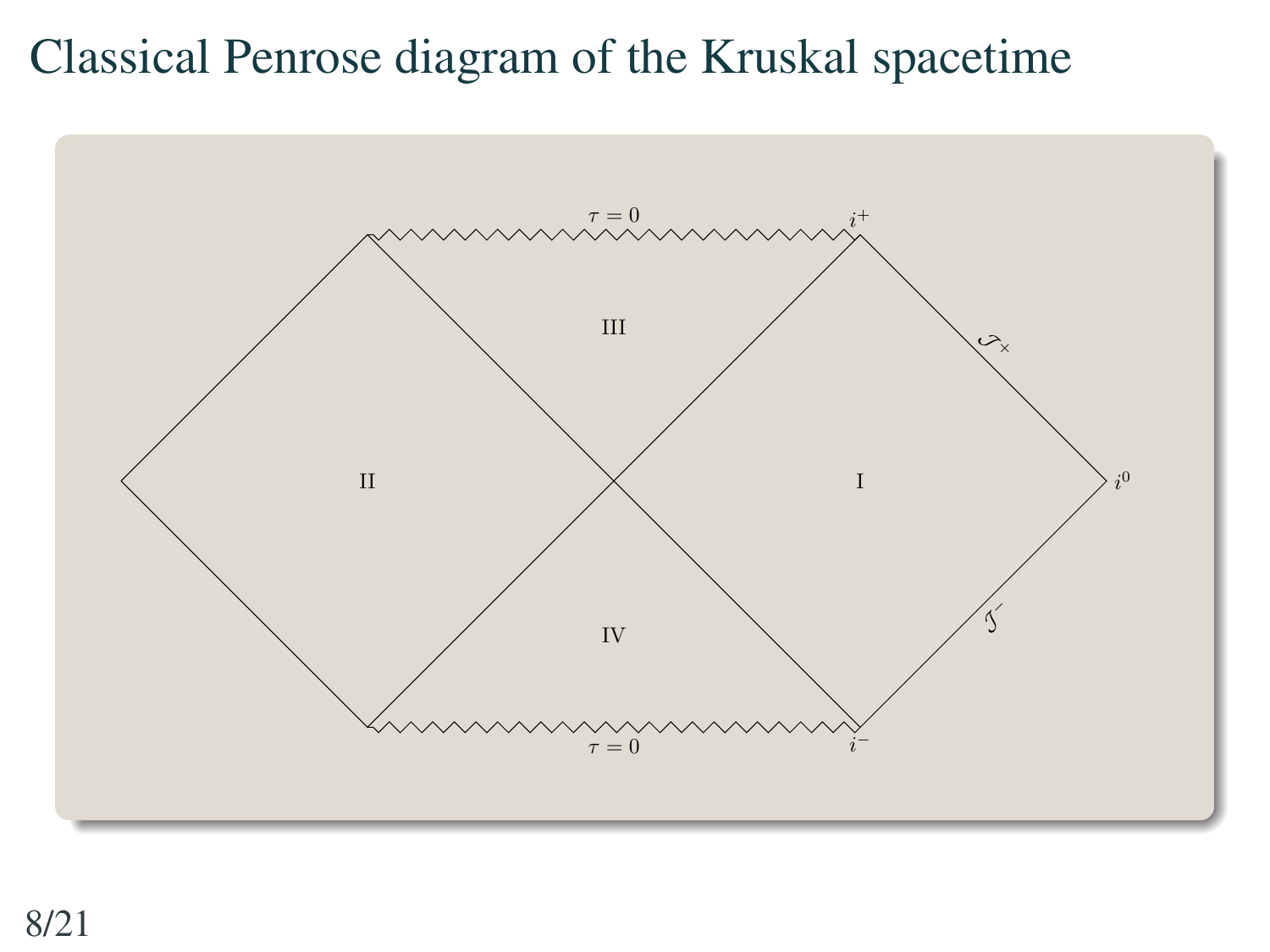# Classical Penrose diagram of the Kruskal spacetime

$\tau = 0$

$i^+$

III

$\mathscr{I}^+$

II

I

$i^0$

IV

$\mathscr{I}^-$

$\tau = 0$

$i^-$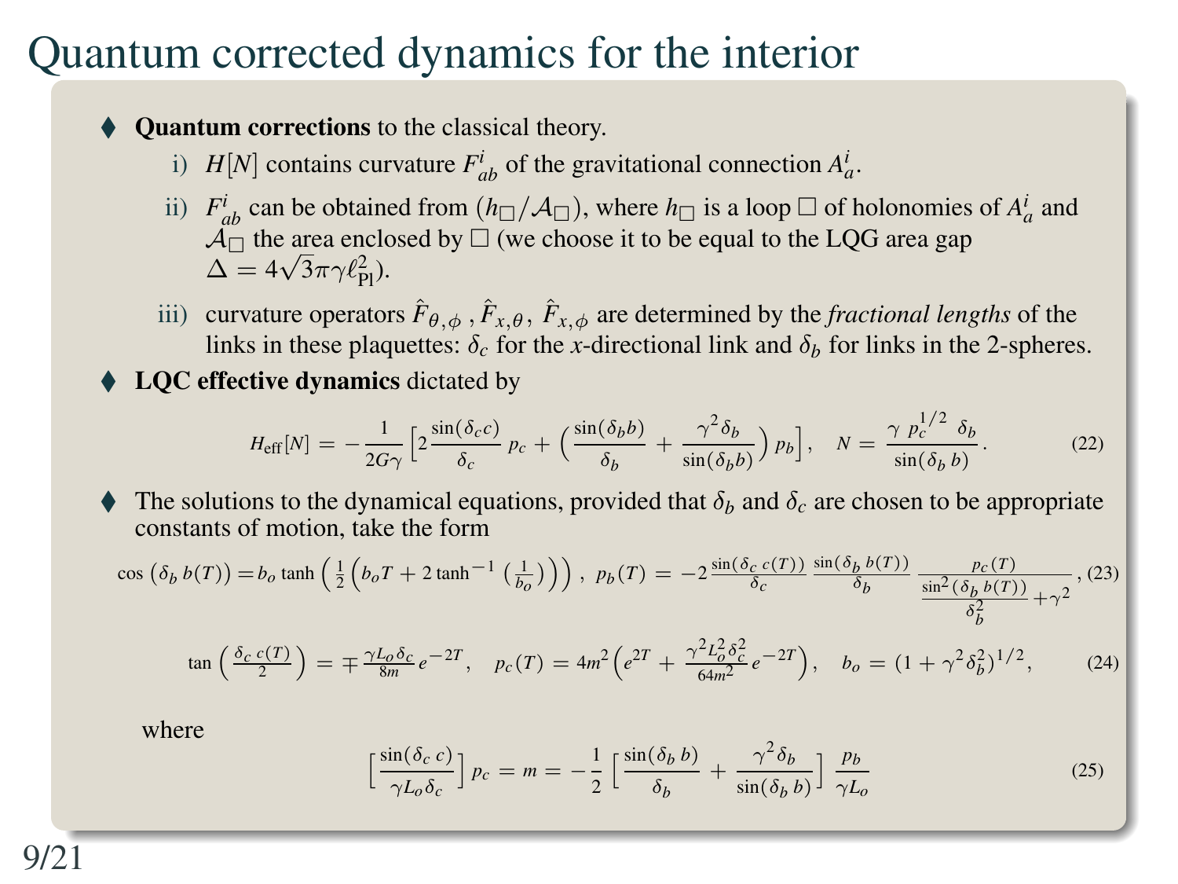# Quantum corrected dynamics for the interior

- **Quantum corrections** to the classical theory.
  - i) $H[N]$ contains curvature $F^i_{ab}$ of the gravitational connection $A^i_a$.
  - ii) $F^i_{ab}$ can be obtained from $(h_\Box/\mathcal{A}_\Box)$, where $h_\Box$ is a loop $\Box$ of holonomies of $A^i_a$ and $\mathcal{A}_\Box$ the area enclosed by $\Box$ (we choose it to be equal to the LQG area gap $\Delta = 4\sqrt{3}\pi\gamma\ell_{\rm Pl}^2$).
  - iii) curvature operators $\hat{F}_{\theta,\phi}$, $\hat{F}_{x,\theta}$, $\hat{F}_{x,\phi}$ are determined by the *fractional lengths* of the links in these plaquettes: $\delta_c$ for the $x$-directional link and $\delta_b$ for links in the 2-spheres.
- **LQC effective dynamics** dictated by

$$H_{\rm eff}[N] = -\frac{1}{2G\gamma}\Big[2\frac{\sin(\delta_c c)}{\delta_c}\,p_c + \Big(\frac{\sin(\delta_b b)}{\delta_b} + \frac{\gamma^2\delta_b}{\sin(\delta_b b)}\Big)\,p_b\Big], \quad N = \frac{\gamma\; p_c^{1/2}\;\delta_b}{\sin(\delta_b\, b)}. \tag{22}$$

- The solutions to the dynamical equations, provided that $\delta_b$ and $\delta_c$ are chosen to be appropriate constants of motion, take the form

$$\cos\big(\delta_b\, b(T)\big) = b_o \tanh\Big(\tfrac{1}{2}\Big(b_o T + 2\tanh^{-1}\big(\tfrac{1}{b_o}\big)\Big)\Big), \quad p_b(T) = -2\,\frac{\sin(\delta_c\; c(T))}{\delta_c}\,\frac{\sin(\delta_b\; b(T))}{\delta_b}\,\frac{p_c(T)}{\frac{\sin^2(\delta_b\, b(T))}{\delta_b^2}+\gamma^2}, \tag{23}$$

$$\tan\Big(\frac{\delta_c\; c(T)}{2}\Big) = \mp\,\frac{\gamma L_o\delta_c}{8m}\,e^{-2T}, \quad p_c(T) = 4m^2\Big(e^{2T} + \frac{\gamma^2 L_o^2\delta_c^2}{64m^2}\,e^{-2T}\Big), \quad b_o = (1+\gamma^2\delta_b^2)^{1/2}, \tag{24}$$

where

$$\Big[\frac{\sin(\delta_c\; c)}{\gamma L_o\delta_c}\Big]\,p_c = m = -\frac{1}{2}\Big[\frac{\sin(\delta_b\; b)}{\delta_b} + \frac{\gamma^2\delta_b}{\sin(\delta_b\; b)}\Big]\,\frac{p_b}{\gamma L_o} \tag{25}$$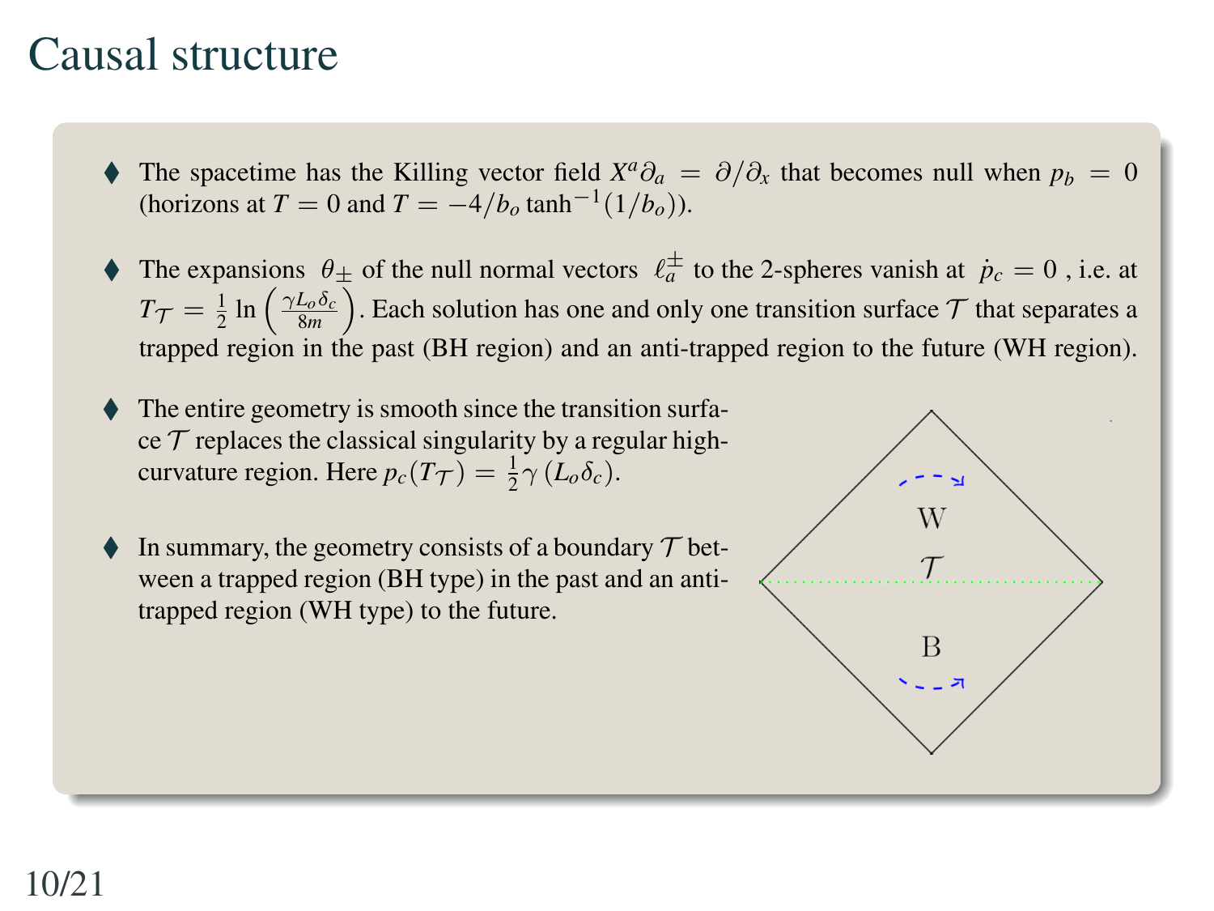# Causal structure

- The spacetime has the Killing vector field $X^a\partial_a = \partial/\partial_x$ that becomes null when $p_b = 0$ (horizons at $T = 0$ and $T = -4/b_o \tanh^{-1}(1/b_o)$).

- The expansions $\theta_\pm$ of the null normal vectors $\ell_a^\pm$ to the 2-spheres vanish at $\dot{p}_c = 0$ , i.e. at $T_\mathcal{T} = \frac{1}{2}\ln\left(\frac{\gamma L_o \delta_c}{8m}\right)$. Each solution has one and only one transition surface $\mathcal{T}$ that separates a trapped region in the past (BH region) and an anti-trapped region to the future (WH region).

- The entire geometry is smooth since the transition surface $\mathcal{T}$ replaces the classical singularity by a regular high-curvature region. Here $p_c(T_\mathcal{T}) = \frac{1}{2}\gamma\,(L_o\delta_c)$.

- In summary, the geometry consists of a boundary $\mathcal{T}$ between a trapped region (BH type) in the past and an anti-trapped region (WH type) to the future.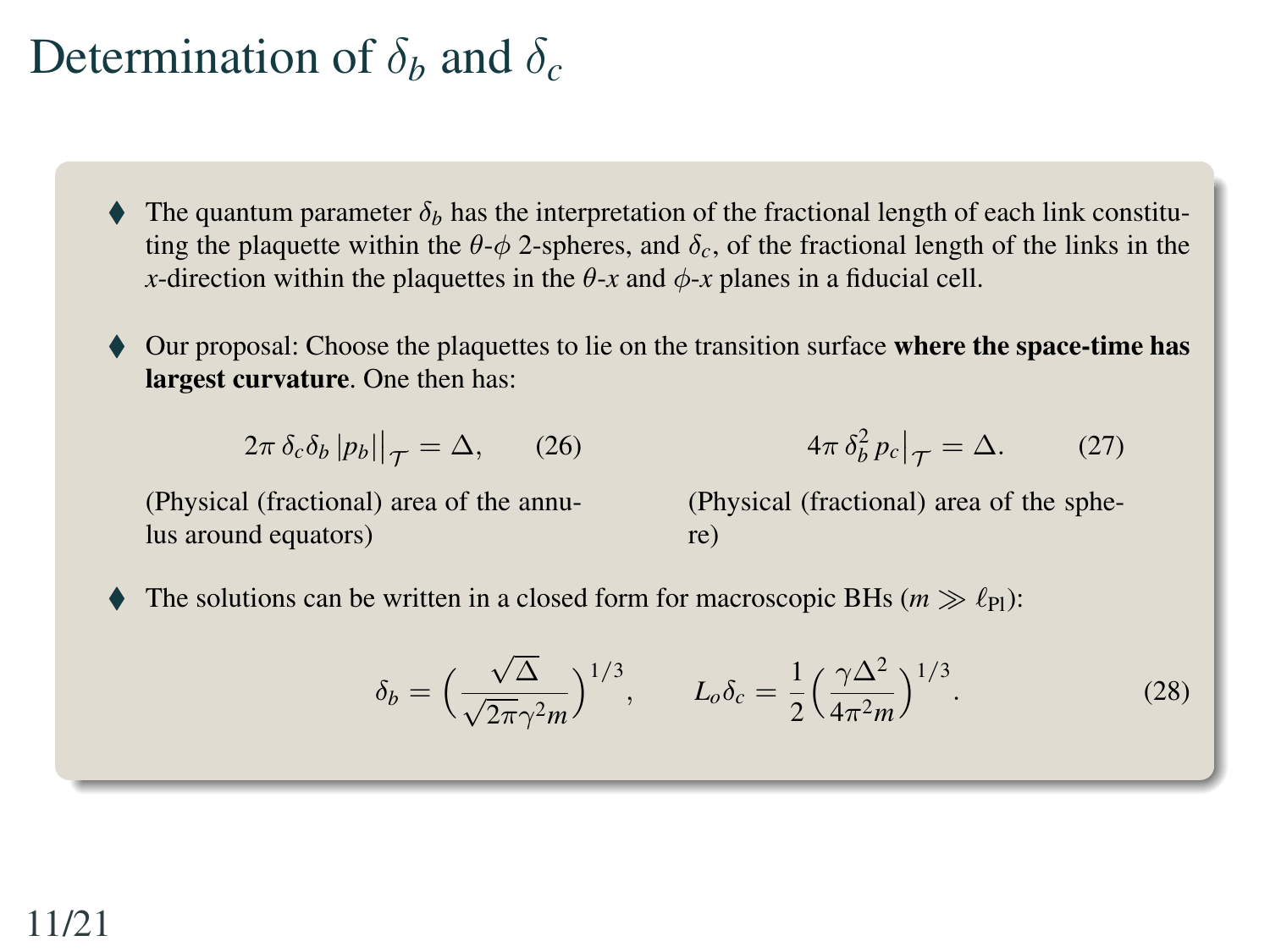# Determination of $\delta_b$ and $\delta_c$

- The quantum parameter $\delta_b$ has the interpretation of the fractional length of each link constituting the plaquette within the $\theta$-$\phi$ 2-spheres, and $\delta_c$, of the fractional length of the links in the $x$-direction within the plaquettes in the $\theta$-$x$ and $\phi$-$x$ planes in a fiducial cell.

- Our proposal: Choose the plaquettes to lie on the transition surface **where the space-time has largest curvature**. One then has:

$$2\pi\,\delta_c\delta_b\,|p_b|\big|_{\mathcal{T}} = \Delta, \qquad (26)$$

(Physical (fractional) area of the annulus around equators)

$$4\pi\,\delta_b^2\,p_c\big|_{\mathcal{T}} = \Delta. \qquad (27)$$

(Physical (fractional) area of the sphere)

- The solutions can be written in a closed form for macroscopic BHs ($m \gg \ell_{\rm Pl}$):

$$\delta_b = \Big(\frac{\sqrt{\Delta}}{\sqrt{2\pi}\gamma^2 m}\Big)^{1/3}, \qquad L_o\delta_c = \frac{1}{2}\Big(\frac{\gamma\Delta^2}{4\pi^2 m}\Big)^{1/3}. \qquad (28)$$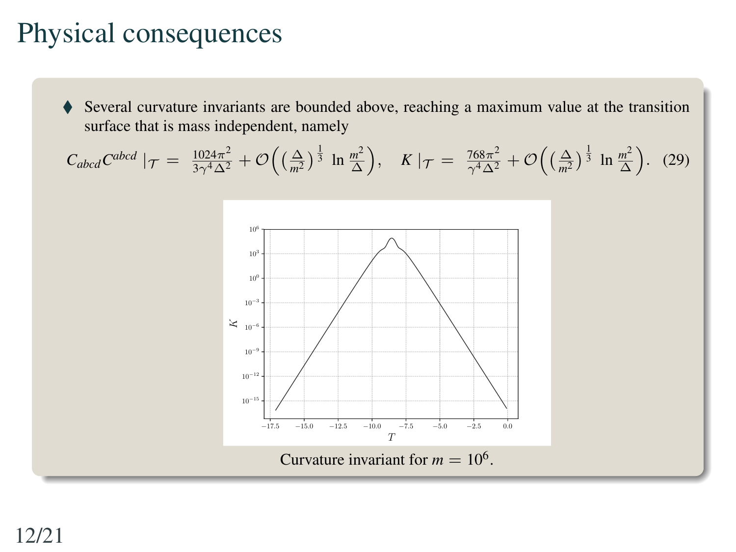# Physical consequences

- Several curvature invariants are bounded above, reaching a maximum value at the transition surface that is mass independent, namely

$$C_{abcd}C^{abcd}\,|_{\mathcal{T}} = \frac{1024\pi^2}{3\gamma^4\Delta^2} + \mathcal{O}\left(\left(\frac{\Delta}{m^2}\right)^{\frac{1}{3}}\,\ln\frac{m^2}{\Delta}\right), \quad K\,|_{\mathcal{T}} = \frac{768\pi^2}{\gamma^4\Delta^2} + \mathcal{O}\left(\left(\frac{\Delta}{m^2}\right)^{\frac{1}{3}}\,\ln\frac{m^2}{\Delta}\right). \quad (29)$$

Curvature invariant for $m = 10^6$.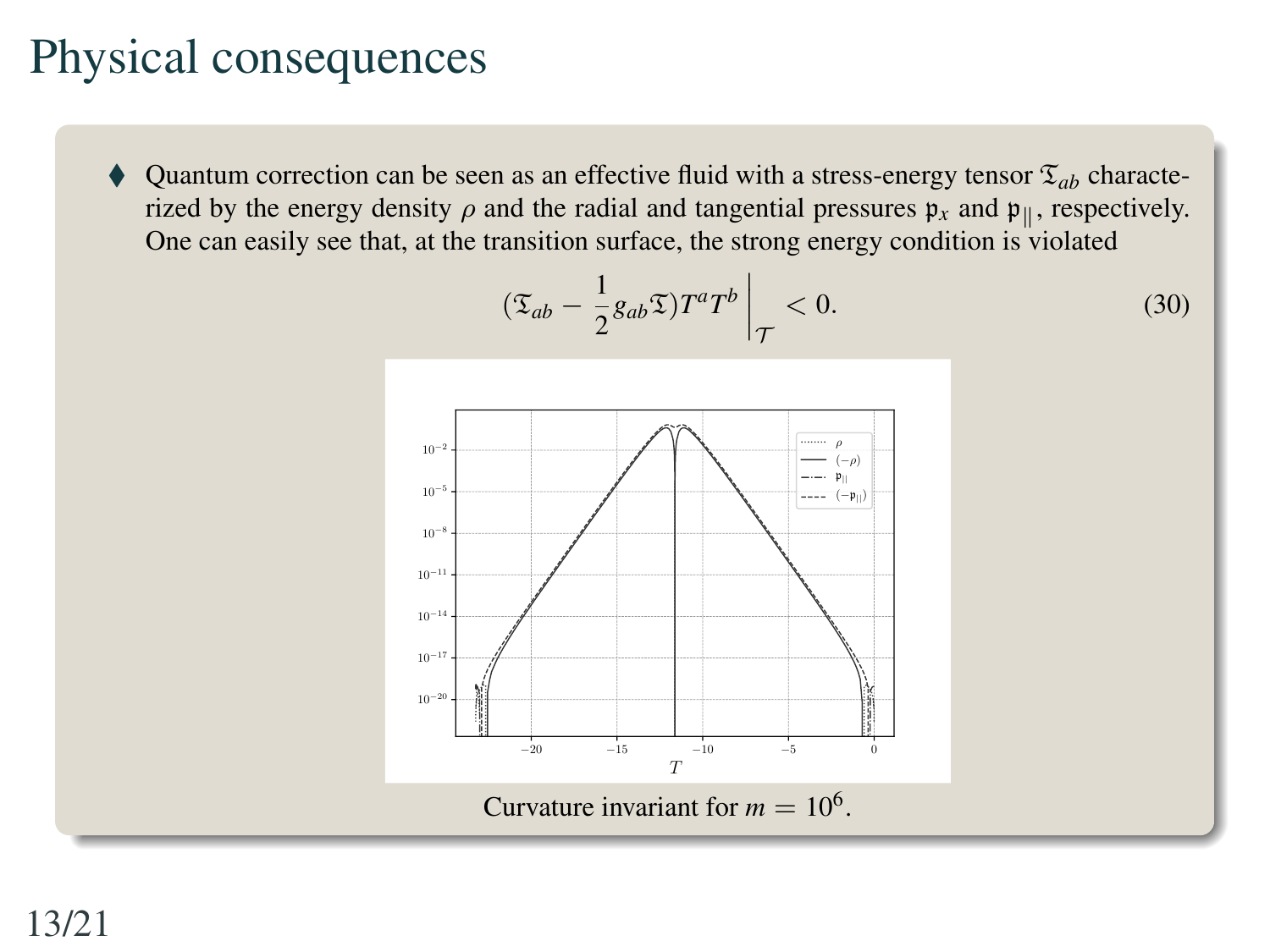# Physical consequences

- Quantum correction can be seen as an effective fluid with a stress-energy tensor $\mathfrak{T}_{ab}$ characterized by the energy density $\rho$ and the radial and tangential pressures $\mathfrak{p}_x$ and $\mathfrak{p}_{||}$, respectively. One can easily see that, at the transition surface, the strong energy condition is violated

$$(\mathfrak{T}_{ab} - \frac{1}{2} g_{ab} \mathfrak{T}) T^a T^b \bigg|_{\mathcal{T}} < 0. \tag{30}$$

Curvature invariant for $m = 10^6$.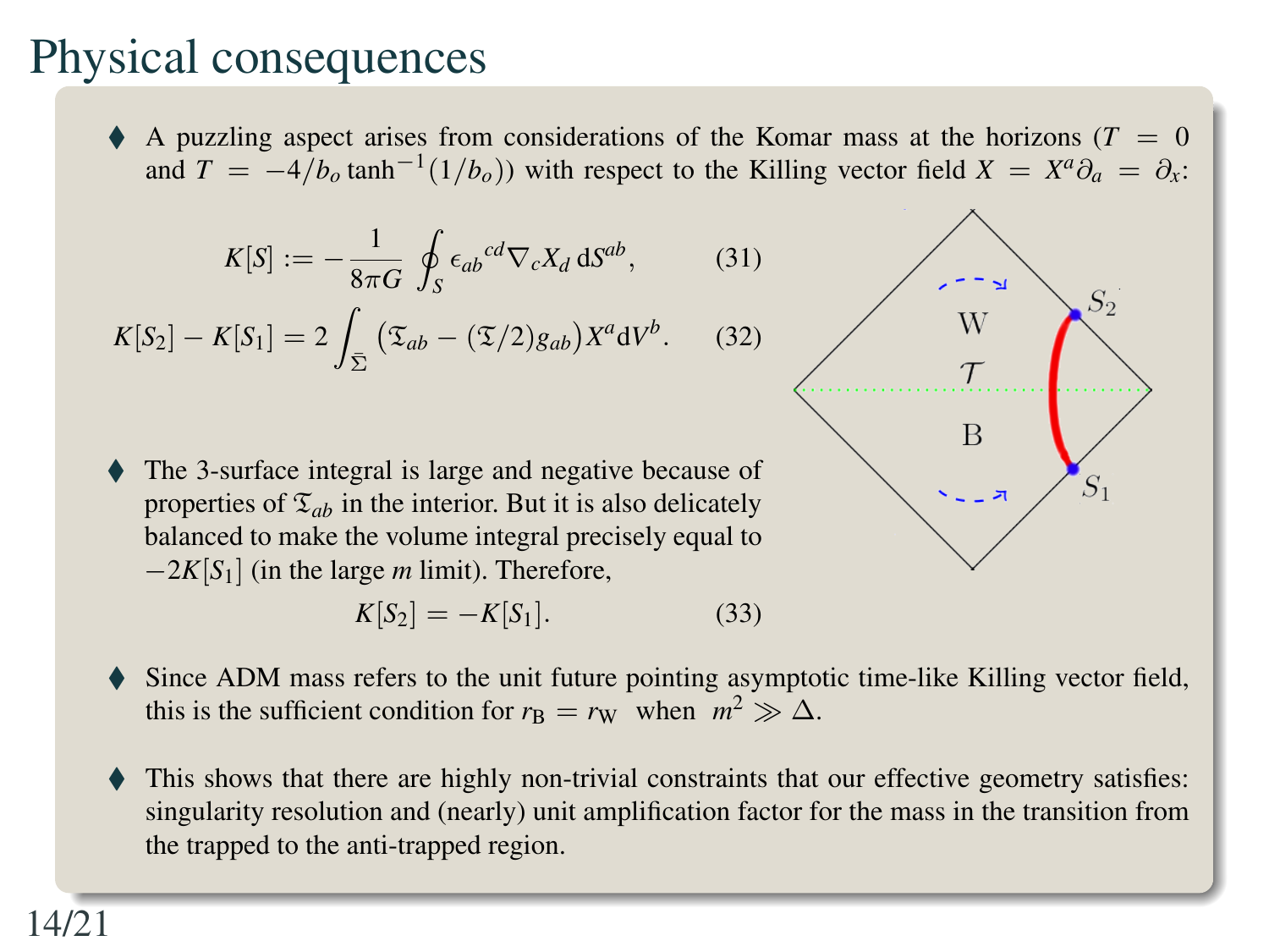# Physical consequences

- A puzzling aspect arises from considerations of the Komar mass at the horizons ($T = 0$ and $T = -4/b_o \tanh^{-1}(1/b_o)$) with respect to the Killing vector field $X = X^a\partial_a = \partial_x$:

$$K[S] := -\frac{1}{8\pi G}\oint_S \epsilon_{ab}{}^{cd}\nabla_c X_d \,\mathrm{d}S^{ab}, \tag{31}$$

$$K[S_2] - K[S_1] = 2\int_{\bar{\Sigma}} \big(\mathfrak{T}_{ab} - (\mathfrak{T}/2)g_{ab}\big)X^a \mathrm{d}V^b. \tag{32}$$

- The 3-surface integral is large and negative because of properties of $\mathfrak{T}_{ab}$ in the interior. But it is also delicately balanced to make the volume integral precisely equal to $-2K[S_1]$ (in the large $m$ limit). Therefore,

$$K[S_2] = -K[S_1]. \tag{33}$$

- Since ADM mass refers to the unit future pointing asymptotic time-like Killing vector field, this is the sufficient condition for $r_{\mathrm{B}} = r_{\mathrm{W}}$ when $m^2 \gg \Delta$.

- This shows that there are highly non-trivial constraints that our effective geometry satisfies: singularity resolution and (nearly) unit amplification factor for the mass in the transition from the trapped to the anti-trapped region.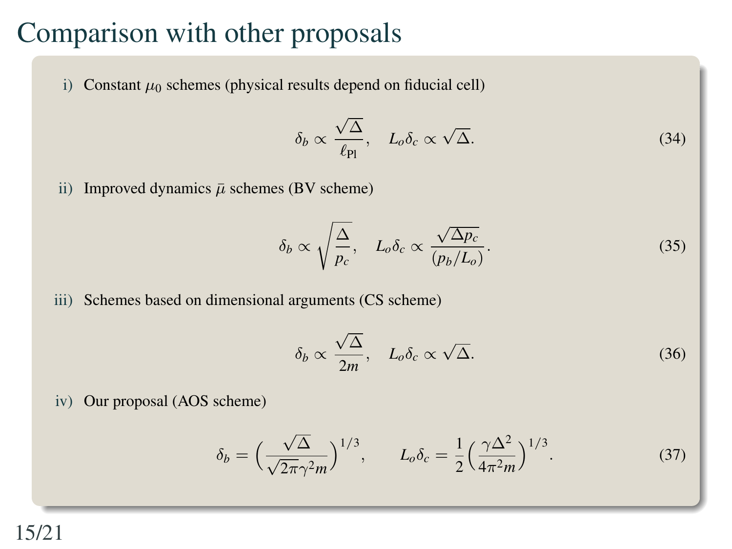# Comparison with other proposals

i) Constant $\mu_0$ schemes (physical results depend on fiducial cell)

$$\delta_b \propto \frac{\sqrt{\Delta}}{\ell_{\text{Pl}}}, \quad L_o \delta_c \propto \sqrt{\Delta}. \tag{34}$$

ii) Improved dynamics $\bar{\mu}$ schemes (BV scheme)

$$\delta_b \propto \sqrt{\frac{\Delta}{p_c}}, \quad L_o \delta_c \propto \frac{\sqrt{\Delta p_c}}{(p_b/L_o)}. \tag{35}$$

iii) Schemes based on dimensional arguments (CS scheme)

$$\delta_b \propto \frac{\sqrt{\Delta}}{2m}, \quad L_o \delta_c \propto \sqrt{\Delta}. \tag{36}$$

iv) Our proposal (AOS scheme)

$$\delta_b = \Big(\frac{\sqrt{\Delta}}{\sqrt{2\pi}\gamma^2 m}\Big)^{1/3}, \qquad L_o \delta_c = \frac{1}{2}\Big(\frac{\gamma \Delta^2}{4\pi^2 m}\Big)^{1/3}. \tag{37}$$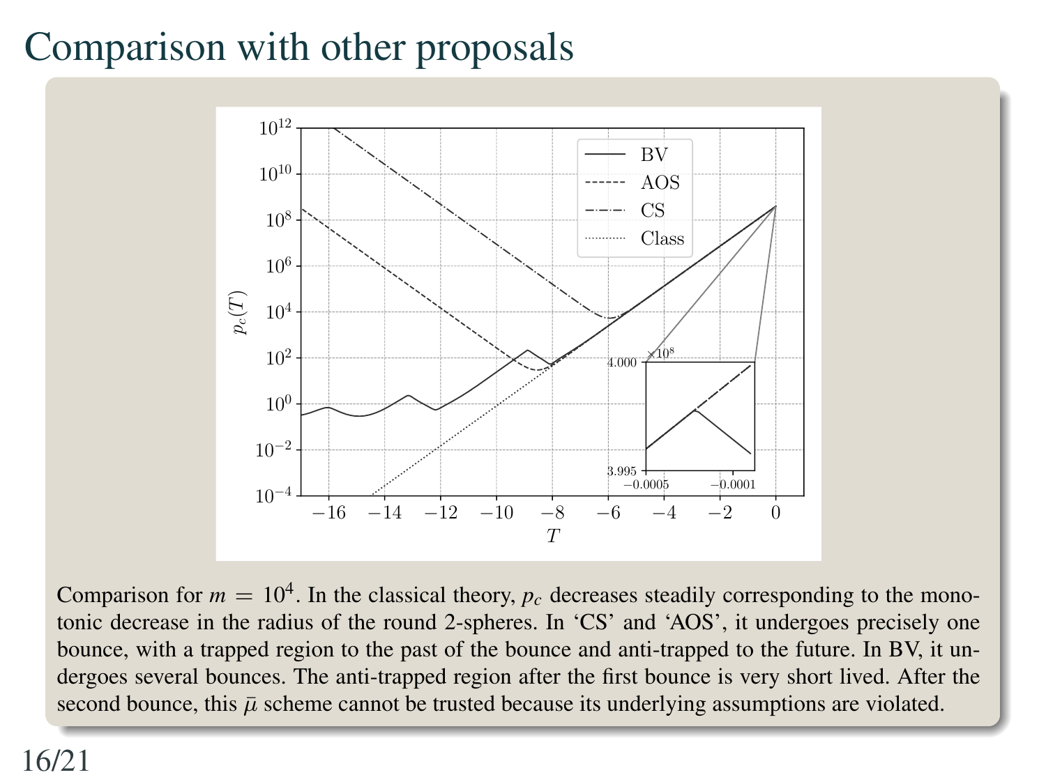# Comparison with other proposals

Comparison for $m = 10^4$. In the classical theory, $p_c$ decreases steadily corresponding to the monotonic decrease in the radius of the round 2-spheres. In 'CS' and 'AOS', it undergoes precisely one bounce, with a trapped region to the past of the bounce and anti-trapped to the future. In BV, it undergoes several bounces. The anti-trapped region after the first bounce is very short lived. After the second bounce, this $\bar{\mu}$ scheme cannot be trusted because its underlying assumptions are violated.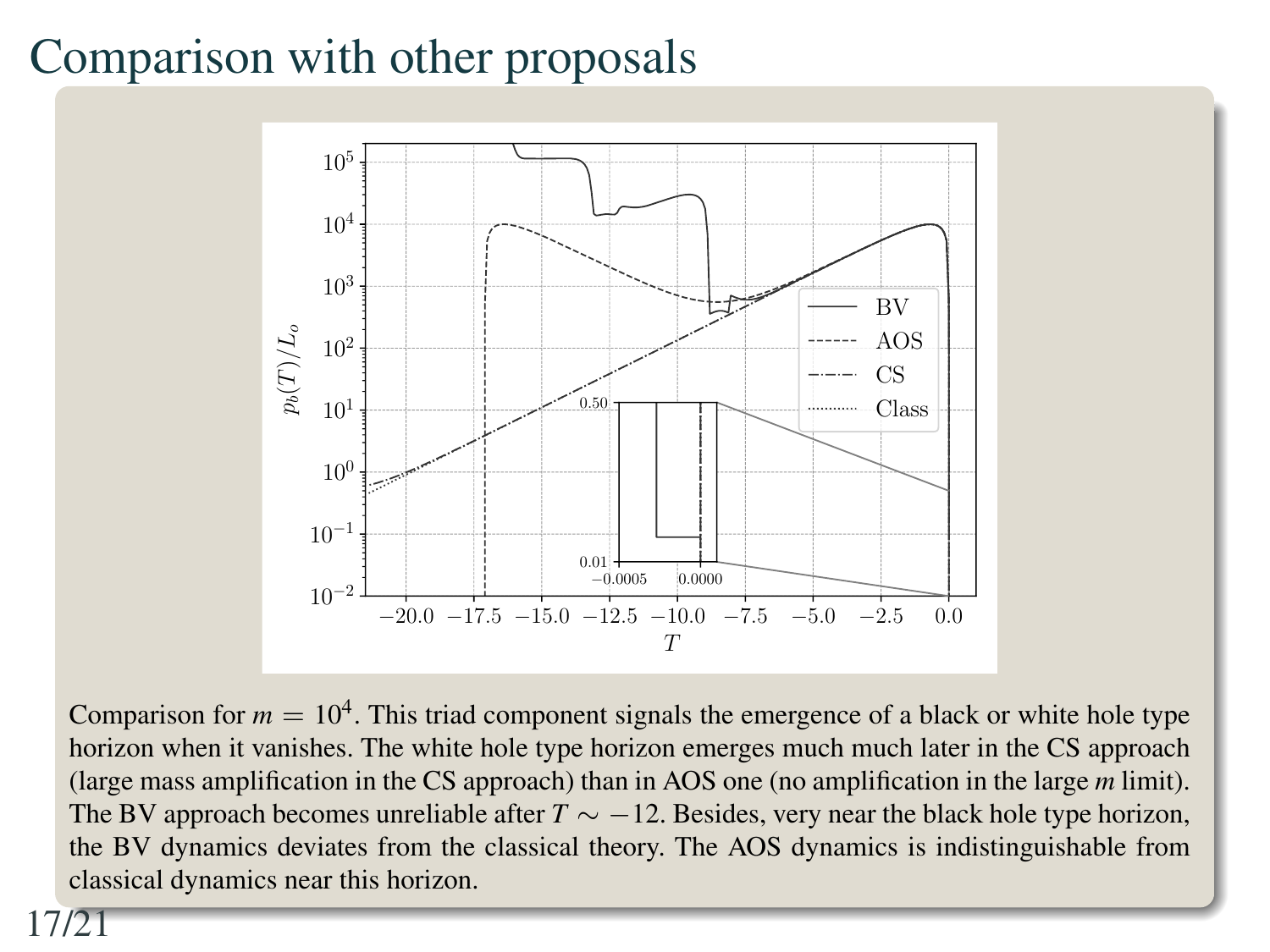# Comparison with other proposals

Comparison for $m = 10^4$. This triad component signals the emergence of a black or white hole type horizon when it vanishes. The white hole type horizon emerges much much later in the CS approach (large mass amplification in the CS approach) than in AOS one (no amplification in the large $m$ limit). The BV approach becomes unreliable after $T \sim -12$. Besides, very near the black hole type horizon, the BV dynamics deviates from the classical theory. The AOS dynamics is indistinguishable from classical dynamics near this horizon.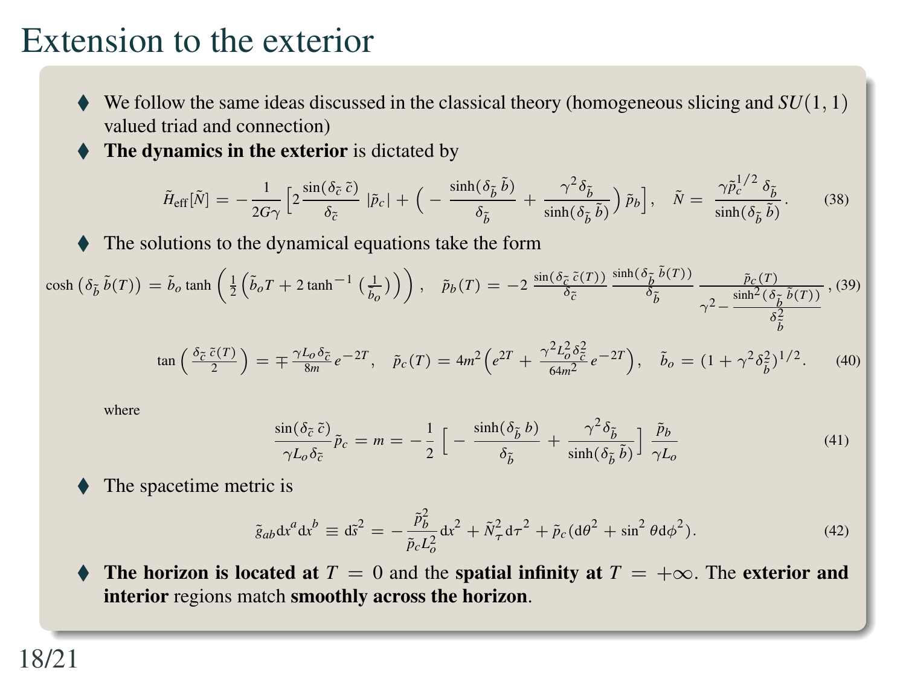# Extension to the exterior

- We follow the same ideas discussed in the classical theory (homogeneous slicing and $SU(1,1)$ valued triad and connection)
- **The dynamics in the exterior** is dictated by

$$\tilde{H}_{\rm eff}[\tilde{N}] = -\frac{1}{2G\gamma}\Big[2\frac{\sin(\delta_{\tilde{c}}\,\tilde{c})}{\delta_{\tilde{c}}}\,|\tilde{p}_c| + \Big(-\frac{\sinh(\delta_{\tilde{b}}\,\tilde{b})}{\delta_{\tilde{b}}} + \frac{\gamma^2\delta_{\tilde{b}}}{\sinh(\delta_{\tilde{b}}\,\tilde{b})}\Big)\,\tilde{p}_b\Big], \quad \tilde{N} = \frac{\gamma\tilde{p}_c^{1/2}\,\delta_{\tilde{b}}}{\sinh(\delta_{\tilde{b}}\,\tilde{b})}. \tag{38}$$

- The solutions to the dynamical equations take the form

$$\cosh\left(\delta_{\tilde{b}}\,\tilde{b}(T)\right) = \tilde{b}_o\tanh\left(\tfrac{1}{2}\left(\tilde{b}_o T + 2\tanh^{-1}\left(\tfrac{1}{\tilde{b}_o}\right)\right)\right), \quad \tilde{p}_b(T) = -2\,\frac{\sin(\delta_{\tilde{c}}\,\tilde{c}(T))}{\delta_{\tilde{c}}}\,\frac{\sinh(\delta_{\tilde{b}}\,\tilde{b}(T))}{\delta_{\tilde{b}}}\,\frac{\tilde{p}_c(T)}{\gamma^2 - \frac{\sinh^2(\delta_{\tilde{b}}\,\tilde{b}(T))}{\delta_{\tilde{b}}^2}}, \tag{39}$$

$$\tan\left(\frac{\delta_{\tilde{c}}\,\tilde{c}(T)}{2}\right) = \mp\frac{\gamma L_o\delta_{\tilde{c}}}{8m}e^{-2T}, \quad \tilde{p}_c(T) = 4m^2\Big(e^{2T} + \frac{\gamma^2 L_o^2\delta_{\tilde{c}}^2}{64m^2}e^{-2T}\Big), \quad \tilde{b}_o = (1+\gamma^2\delta_{\tilde{b}}^2)^{1/2}. \tag{40}$$

where

$$\frac{\sin(\delta_{\tilde{c}}\,\tilde{c})}{\gamma L_o\delta_{\tilde{c}}}\tilde{p}_c = m = -\frac{1}{2}\Big[-\frac{\sinh(\delta_{\tilde{b}}\,b)}{\delta_{\tilde{b}}} + \frac{\gamma^2\delta_{\tilde{b}}}{\sinh(\delta_{\tilde{b}}\,\tilde{b})}\Big]\,\frac{\tilde{p}_b}{\gamma L_o} \tag{41}$$

- The spacetime metric is

$$\tilde{g}_{ab}\mathrm{d}x^a\mathrm{d}x^b \equiv \mathrm{d}\tilde{s}^2 = -\frac{\tilde{p}_b^2}{\tilde{p}_c L_o^2}\mathrm{d}x^2 + \tilde{N}_\tau^2\,\mathrm{d}\tau^2 + \tilde{p}_c(\mathrm{d}\theta^2 + \sin^2\theta\mathrm{d}\phi^2). \tag{42}$$

- **The horizon is located at** $T = 0$ and the **spatial infinity at** $T = +\infty$. The **exterior and interior** regions match **smoothly across the horizon**.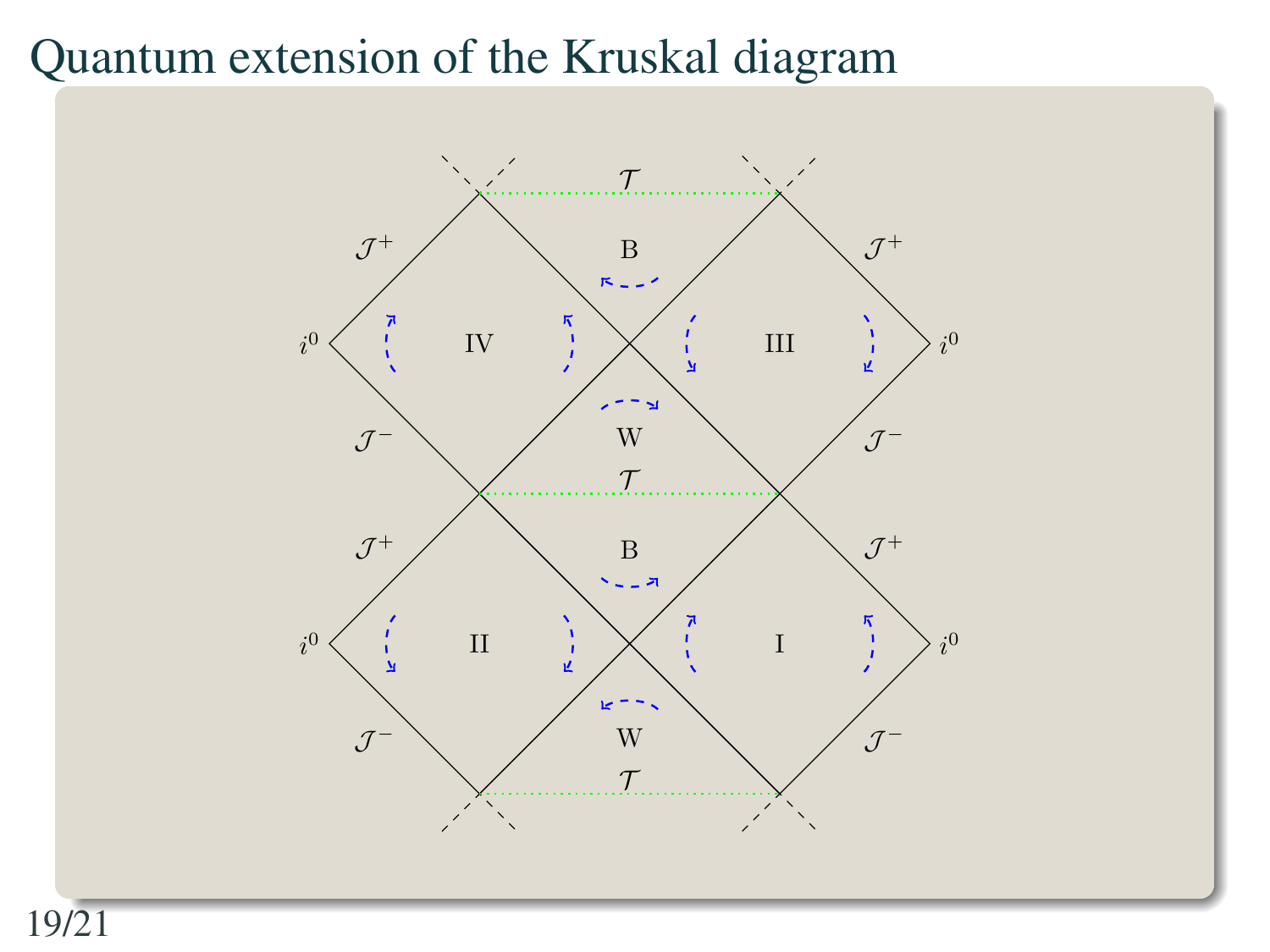# Quantum extension of the Kruskal diagram

$\mathcal{T}$

$\mathcal{J}^+$ B $\mathcal{J}^+$

$i^0$ IV III $i^0$

$\mathcal{J}^-$ W $\mathcal{J}^-$

$\mathcal{T}$

$\mathcal{J}^+$ B $\mathcal{J}^+$

$i^0$ II I $i^0$

$\mathcal{J}^-$ W $\mathcal{J}^-$

$\mathcal{T}$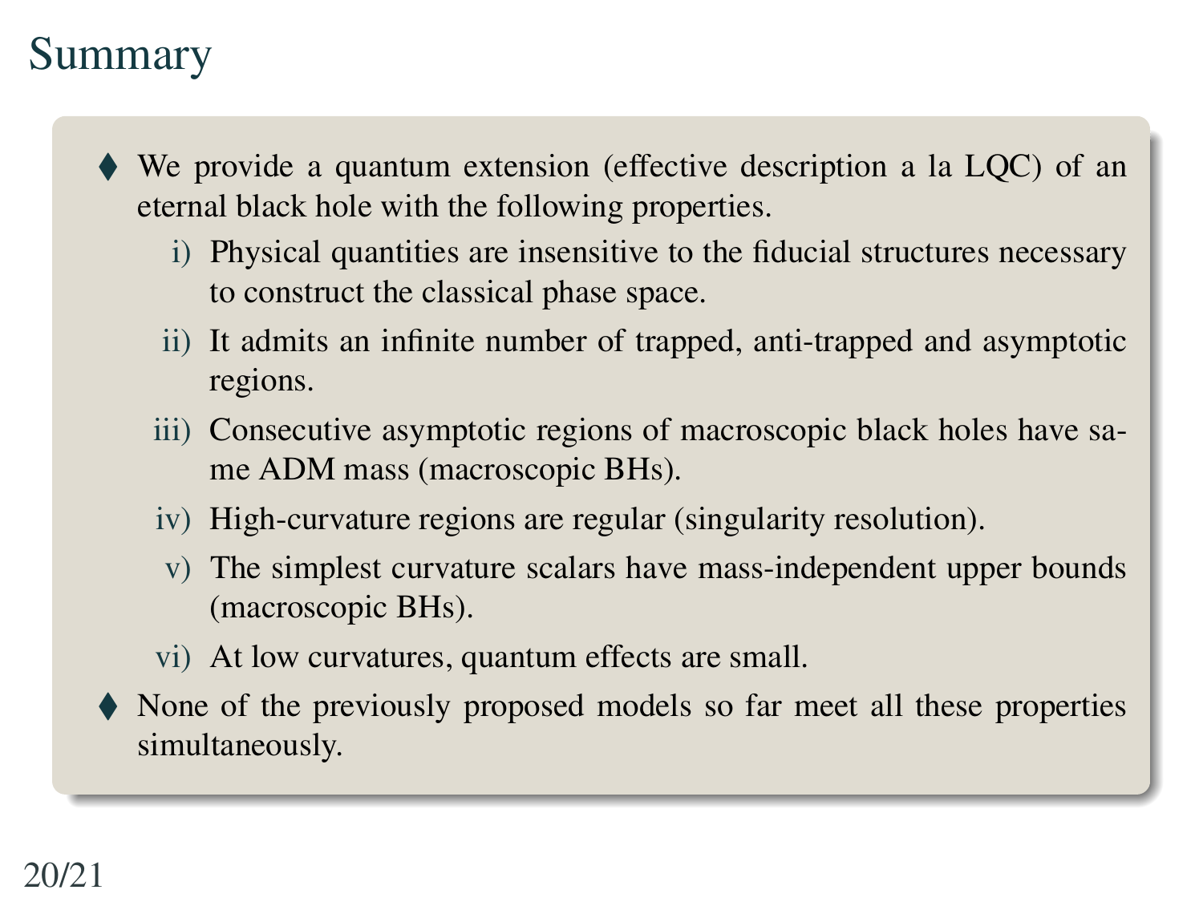# Summary

- We provide a quantum extension (effective description a la LQC) of an eternal black hole with the following properties.
  - i) Physical quantities are insensitive to the fiducial structures necessary to construct the classical phase space.
  - ii) It admits an infinite number of trapped, anti-trapped and asymptotic regions.
  - iii) Consecutive asymptotic regions of macroscopic black holes have same ADM mass (macroscopic BHs).
  - iv) High-curvature regions are regular (singularity resolution).
  - v) The simplest curvature scalars have mass-independent upper bounds (macroscopic BHs).
  - vi) At low curvatures, quantum effects are small.
- None of the previously proposed models so far meet all these properties simultaneously.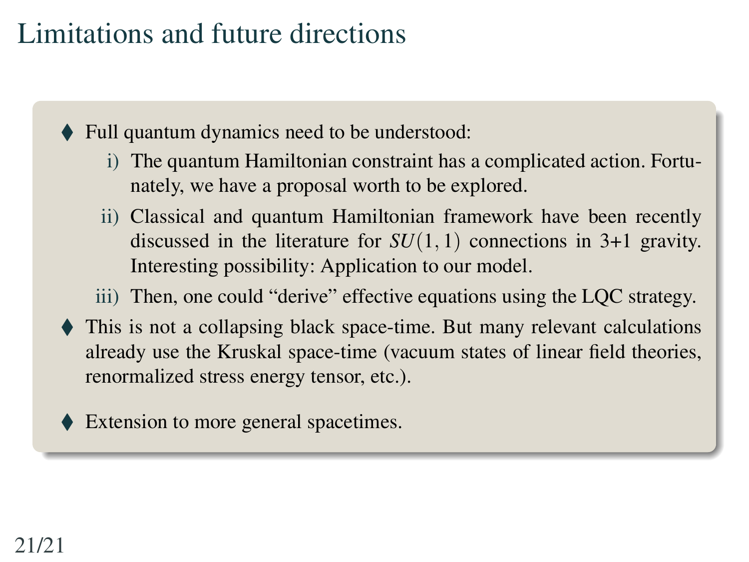# Limitations and future directions

- Full quantum dynamics need to be understood:
  - i) The quantum Hamiltonian constraint has a complicated action. Fortunately, we have a proposal worth to be explored.
  - ii) Classical and quantum Hamiltonian framework have been recently discussed in the literature for $SU(1,1)$ connections in 3+1 gravity. Interesting possibility: Application to our model.
  - iii) Then, one could "derive" effective equations using the LQC strategy.
- This is not a collapsing black space-time. But many relevant calculations already use the Kruskal space-time (vacuum states of linear field theories, renormalized stress energy tensor, etc.).
- Extension to more general spacetimes.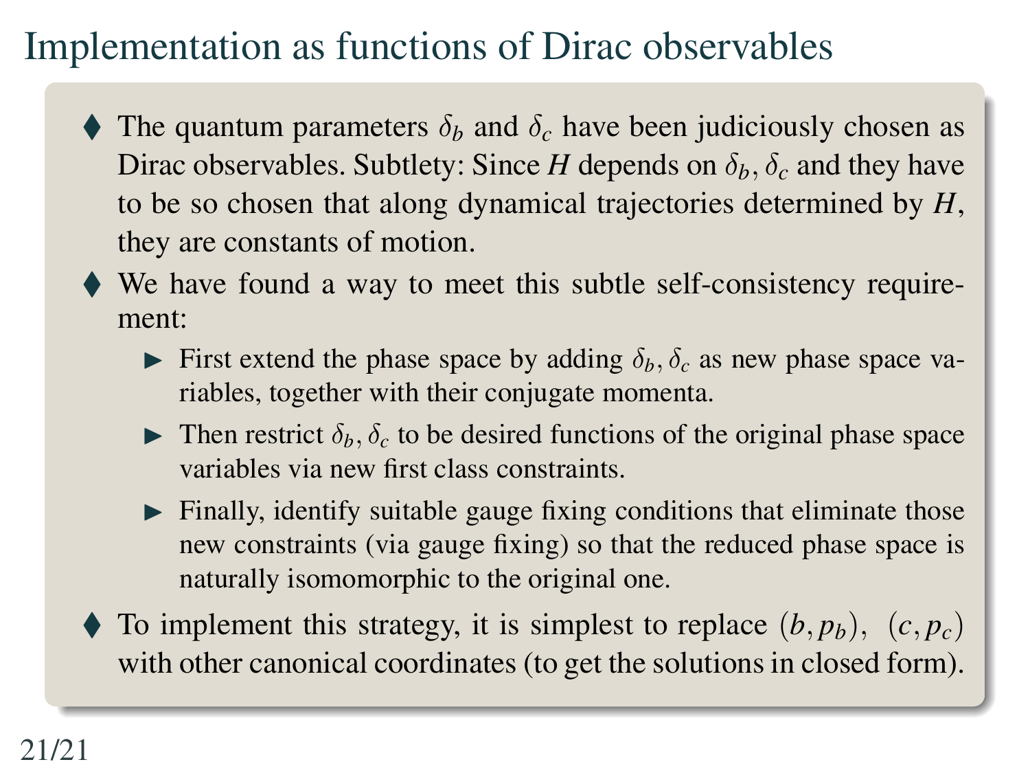# Implementation as functions of Dirac observables

- The quantum parameters $\delta_b$ and $\delta_c$ have been judiciously chosen as Dirac observables. Subtlety: Since $H$ depends on $\delta_b, \delta_c$ and they have to be so chosen that along dynamical trajectories determined by $H$, they are constants of motion.
- We have found a way to meet this subtle self-consistency requirement:
  - First extend the phase space by adding $\delta_b, \delta_c$ as new phase space variables, together with their conjugate momenta.
  - Then restrict $\delta_b, \delta_c$ to be desired functions of the original phase space variables via new first class constraints.
  - Finally, identify suitable gauge fixing conditions that eliminate those new constraints (via gauge fixing) so that the reduced phase space is naturally isomomorphic to the original one.
- To implement this strategy, it is simplest to replace $(b, p_b)$, $(c, p_c)$ with other canonical coordinates (to get the solutions in closed form).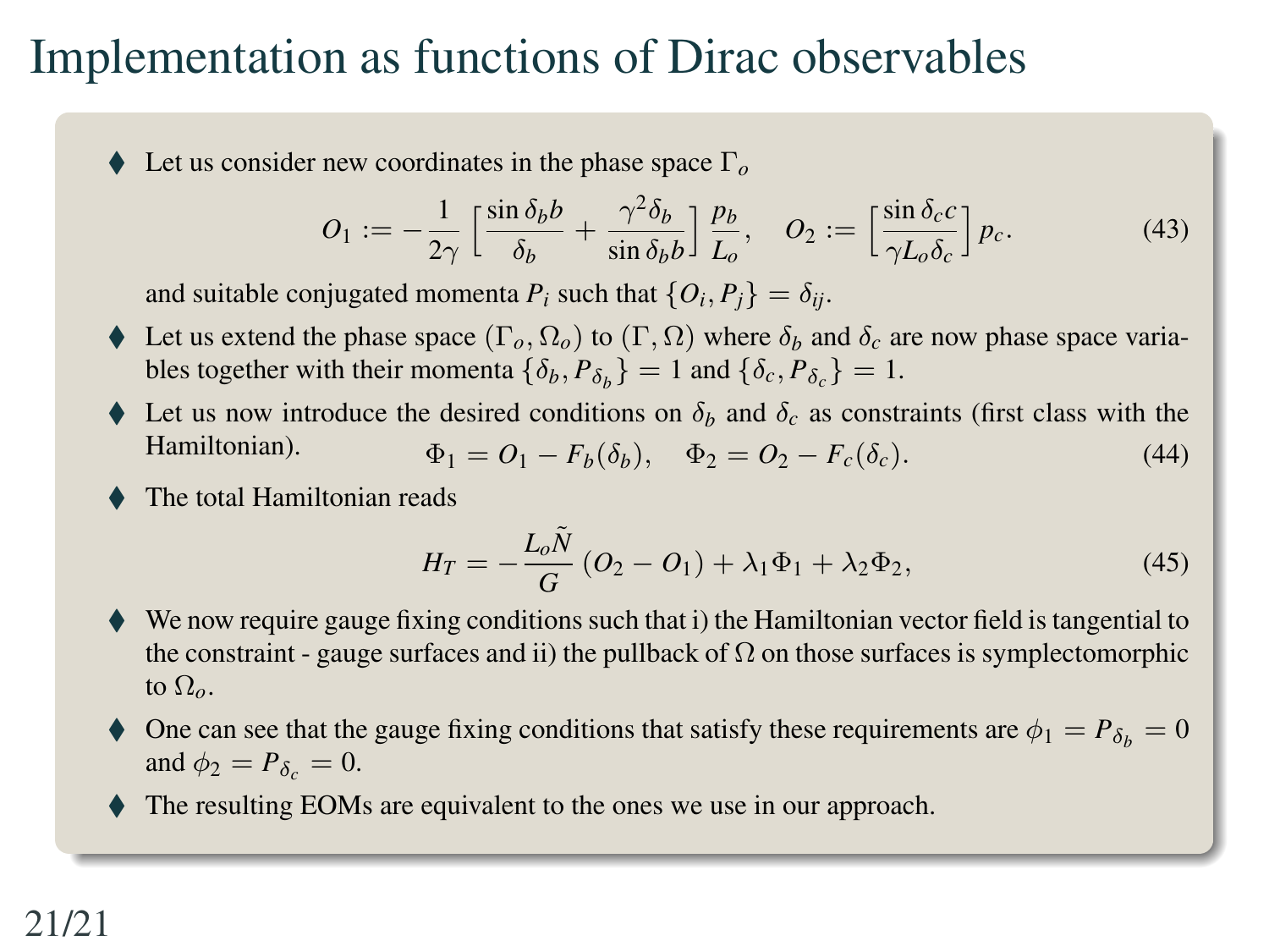# Implementation as functions of Dirac observables

- Let us consider new coordinates in the phase space $\Gamma_o$

$$O_1 := -\frac{1}{2\gamma}\left[\frac{\sin\delta_b b}{\delta_b} + \frac{\gamma^2\delta_b}{\sin\delta_b b}\right]\frac{p_b}{L_o}, \quad O_2 := \left[\frac{\sin\delta_c c}{\gamma L_o \delta_c}\right]p_c. \tag{43}$$

  and suitable conjugated momenta $P_i$ such that $\{O_i, P_j\} = \delta_{ij}$.

- Let us extend the phase space $(\Gamma_o, \Omega_o)$ to $(\Gamma, \Omega)$ where $\delta_b$ and $\delta_c$ are now phase space variables together with their momenta $\{\delta_b, P_{\delta_b}\} = 1$ and $\{\delta_c, P_{\delta_c}\} = 1$.

- Let us now introduce the desired conditions on $\delta_b$ and $\delta_c$ as constraints (first class with the Hamiltonian).

$$\Phi_1 = O_1 - F_b(\delta_b), \quad \Phi_2 = O_2 - F_c(\delta_c). \tag{44}$$

- The total Hamiltonian reads

$$H_T = -\frac{L_o\tilde{N}}{G}\left(O_2 - O_1\right) + \lambda_1\Phi_1 + \lambda_2\Phi_2, \tag{45}$$

- We now require gauge fixing conditions such that i) the Hamiltonian vector field is tangential to the constraint - gauge surfaces and ii) the pullback of $\Omega$ on those surfaces is symplectomorphic to $\Omega_o$.

- One can see that the gauge fixing conditions that satisfy these requirements are $\phi_1 = P_{\delta_b} = 0$ and $\phi_2 = P_{\delta_c} = 0$.

- The resulting EOMs are equivalent to the ones we use in our approach.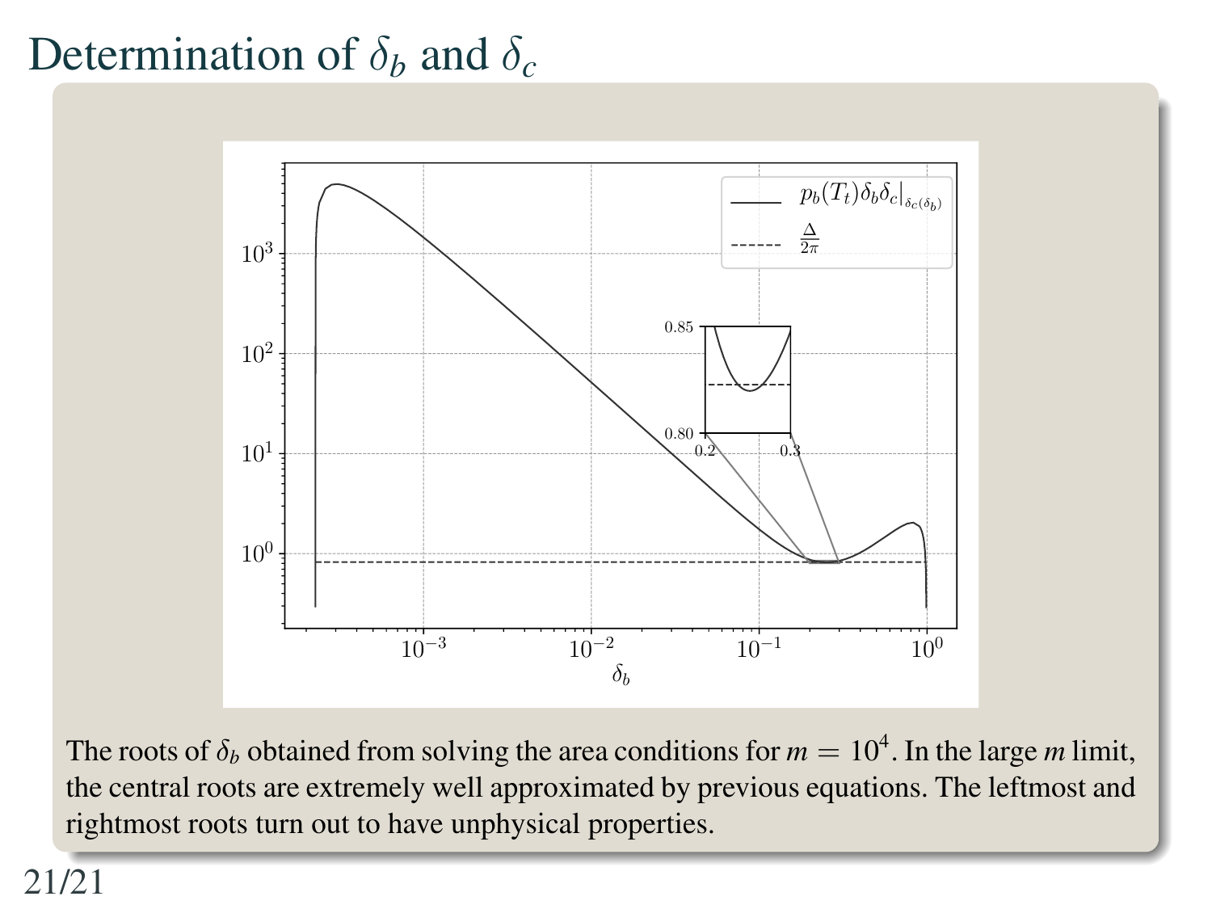# Determination of $\delta_b$ and $\delta_c$

$p_b(T_t)\delta_b\delta_c|_{\delta_c(\delta_b)}$

$\frac{\Delta}{2\pi}$

$10^3$

$10^2$

$10^1$

$10^0$

$10^{-3}$ $10^{-2}$ $10^{-1}$ $10^0$

$\delta_b$

0.85

0.80

0.2 0.3

The roots of $\delta_b$ obtained from solving the area conditions for $m = 10^4$. In the large $m$ limit, the central roots are extremely well approximated by previous equations. The leftmost and rightmost roots turn out to have unphysical properties.